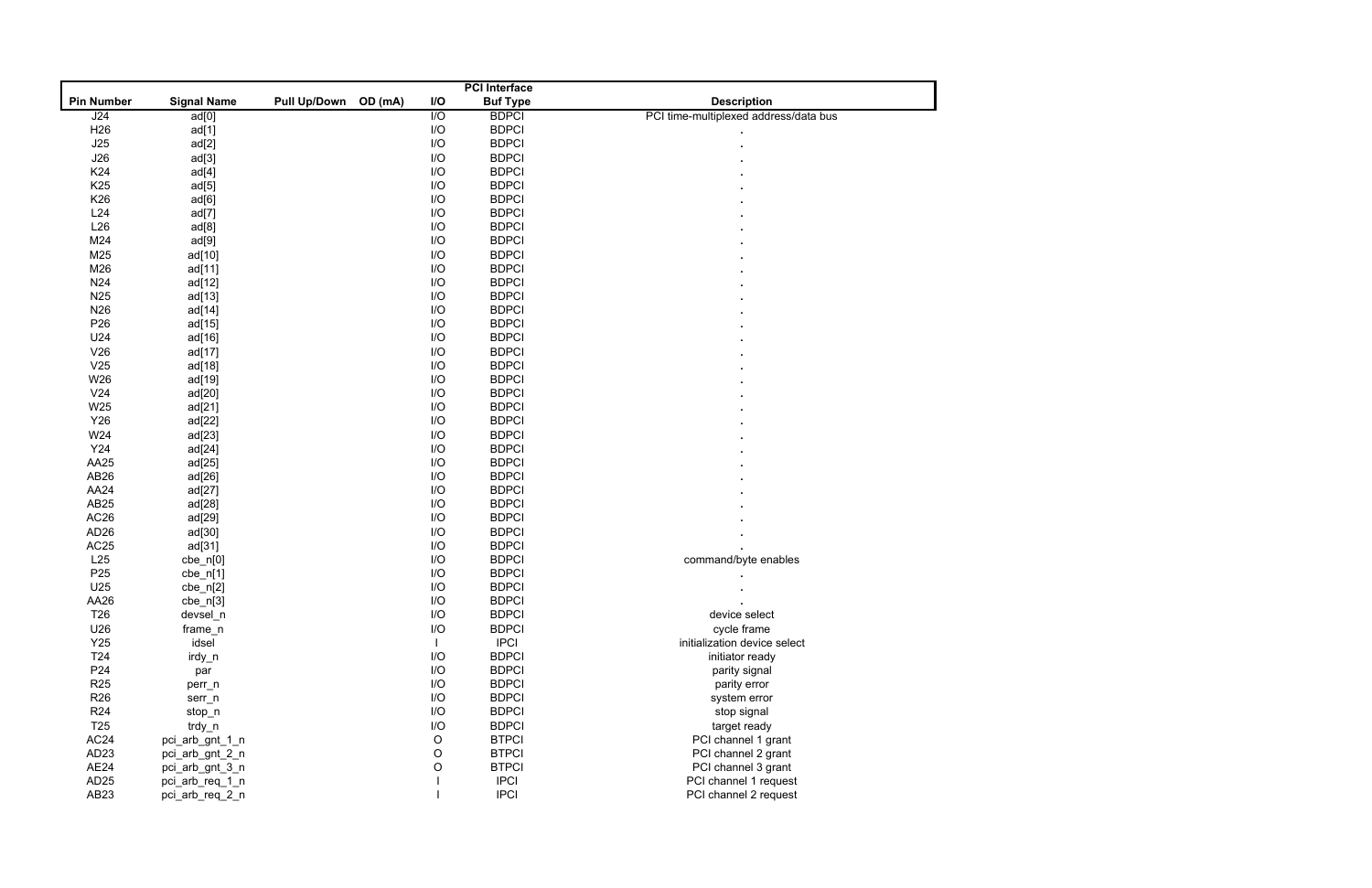| | | | | | PCI Interface | |
|---|---|---|---|---|---|---|
| **Pin Number** | **Signal Name** | **Pull Up/Down** | **OD (mA)** | **I/O** | **Buf Type** | **Description** |
| J24 | ad[0] | | | I/O | BDPCI | PCI time-multiplexed address/data bus |
| H26 | ad[1] | | | I/O | BDPCI | . |
| J25 | ad[2] | | | I/O | BDPCI | . |
| J26 | ad[3] | | | I/O | BDPCI | . |
| K24 | ad[4] | | | I/O | BDPCI | . |
| K25 | ad[5] | | | I/O | BDPCI | . |
| K26 | ad[6] | | | I/O | BDPCI | . |
| L24 | ad[7] | | | I/O | BDPCI | . |
| L26 | ad[8] | | | I/O | BDPCI | . |
| M24 | ad[9] | | | I/O | BDPCI | . |
| M25 | ad[10] | | | I/O | BDPCI | . |
| M26 | ad[11] | | | I/O | BDPCI | . |
| N24 | ad[12] | | | I/O | BDPCI | . |
| N25 | ad[13] | | | I/O | BDPCI | . |
| N26 | ad[14] | | | I/O | BDPCI | . |
| P26 | ad[15] | | | I/O | BDPCI | . |
| U24 | ad[16] | | | I/O | BDPCI | . |
| V26 | ad[17] | | | I/O | BDPCI | . |
| V25 | ad[18] | | | I/O | BDPCI | . |
| W26 | ad[19] | | | I/O | BDPCI | . |
| V24 | ad[20] | | | I/O | BDPCI | . |
| W25 | ad[21] | | | I/O | BDPCI | . |
| Y26 | ad[22] | | | I/O | BDPCI | . |
| W24 | ad[23] | | | I/O | BDPCI | . |
| Y24 | ad[24] | | | I/O | BDPCI | . |
| AA25 | ad[25] | | | I/O | BDPCI | . |
| AB26 | ad[26] | | | I/O | BDPCI | . |
| AA24 | ad[27] | | | I/O | BDPCI | . |
| AB25 | ad[28] | | | I/O | BDPCI | . |
| AC26 | ad[29] | | | I/O | BDPCI | . |
| AD26 | ad[30] | | | I/O | BDPCI | . |
| AC25 | ad[31] | | | I/O | BDPCI | . |
| L25 | cbe_n[0] | | | I/O | BDPCI | command/byte enables |
| P25 | cbe_n[1] | | | I/O | BDPCI | . |
| U25 | cbe_n[2] | | | I/O | BDPCI | . |
| AA26 | cbe_n[3] | | | I/O | BDPCI | . |
| T26 | devsel_n | | | I/O | BDPCI | device select |
| U26 | frame_n | | | I/O | BDPCI | cycle frame |
| Y25 | idsel | | | I | IPCI | initialization device select |
| T24 | irdy_n | | | I/O | BDPCI | initiator ready |
| P24 | par | | | I/O | BDPCI | parity signal |
| R25 | perr_n | | | I/O | BDPCI | parity error |
| R26 | serr_n | | | I/O | BDPCI | system error |
| R24 | stop_n | | | I/O | BDPCI | stop signal |
| T25 | trdy_n | | | I/O | BDPCI | target ready |
| AC24 | pci_arb_gnt_1_n | | | O | BTPCI | PCI channel 1 grant |
| AD23 | pci_arb_gnt_2_n | | | O | BTPCI | PCI channel 2 grant |
| AE24 | pci_arb_gnt_3_n | | | O | BTPCI | PCI channel 3 grant |
| AD25 | pci_arb_req_1_n | | | I | IPCI | PCI channel 1 request |
| AB23 | pci_arb_req_2_n | | | I | IPCI | PCI channel 2 request |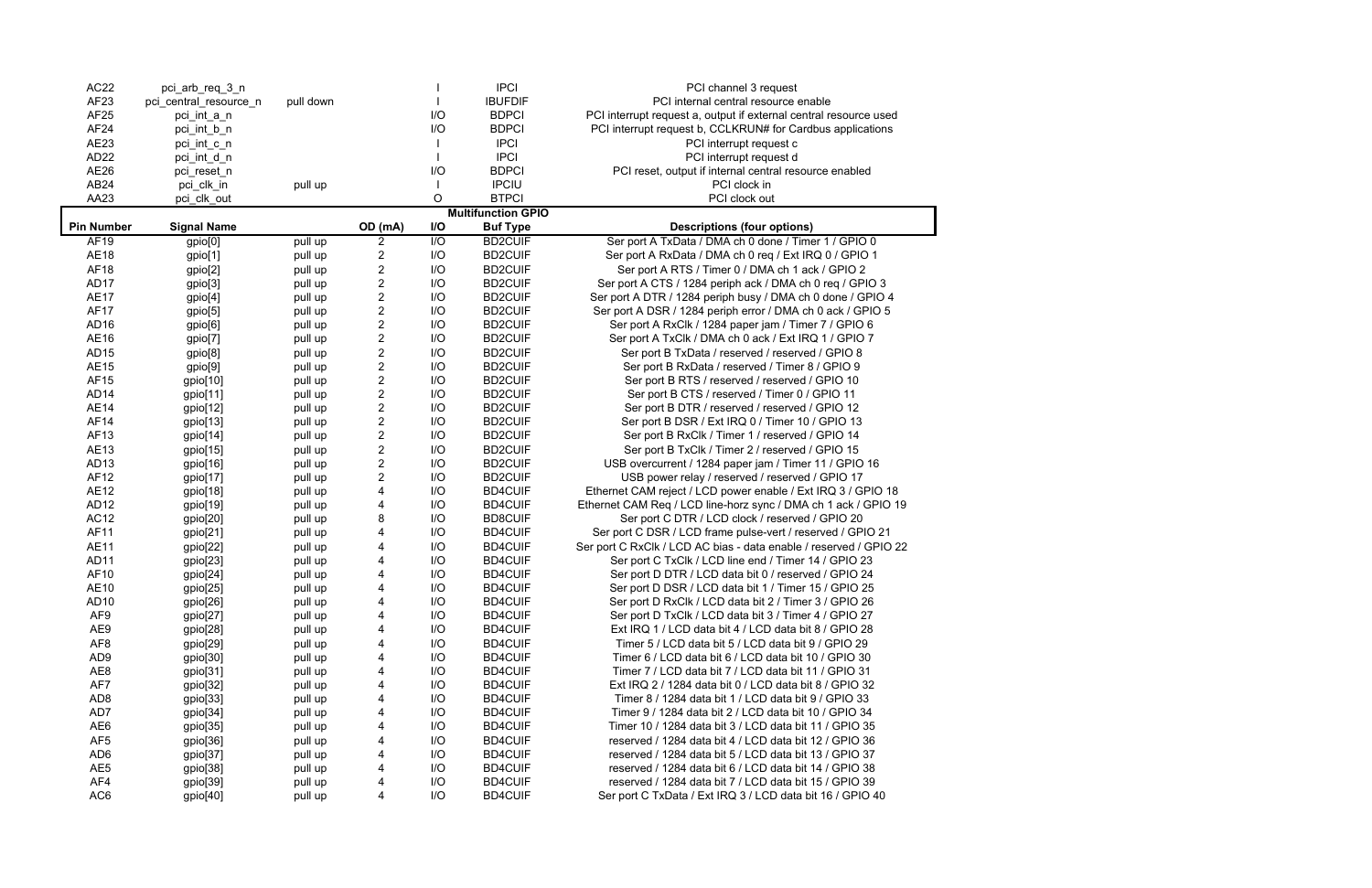| Pin Number | Signal Name | | OD (mA) | I/O | Buf Type | Descriptions (four options) |
|---|---|---|---|---|---|---|
| AC22 | pci_arb_req_3_n | | | I | IPCI | PCI channel 3 request |
| AF23 | pci_central_resource_n | pull down | | I | IBUFDIF | PCI internal central resource enable |
| AF25 | pci_int_a_n | | | I/O | BDPCI | PCI interrupt request a, output if external central resource used |
| AF24 | pci_int_b_n | | | I/O | BDPCI | PCI interrupt request b, CCLKRUN# for Cardbus applications |
| AE23 | pci_int_c_n | | | I | IPCI | PCI interrupt request c |
| AD22 | pci_int_d_n | | | I | IPCI | PCI interrupt request d |
| AE26 | pci_reset_n | | | I/O | BDPCI | PCI reset, output if internal central resource enabled |
| AB24 | pci_clk_in | pull up | | I | IPCIU | PCI clock in |
| AA23 | pci_clk_out | | | O | BTPCI | PCI clock out |

**Multifunction GPIO**

| Pin Number | Signal Name | | OD (mA) | I/O | Buf Type | Descriptions (four options) |
|---|---|---|---|---|---|---|
| AF19 | gpio[0] | pull up | 2 | I/O | BD2CUIF | Ser port A TxData / DMA ch 0 done / Timer 1 / GPIO 0 |
| AE18 | gpio[1] | pull up | 2 | I/O | BD2CUIF | Ser port A RxData / DMA ch 0 req / Ext IRQ 0 / GPIO 1 |
| AF18 | gpio[2] | pull up | 2 | I/O | BD2CUIF | Ser port A RTS / Timer 0 / DMA ch 1 ack / GPIO 2 |
| AD17 | gpio[3] | pull up | 2 | I/O | BD2CUIF | Ser port A CTS / 1284 periph ack / DMA ch 0 req / GPIO 3 |
| AE17 | gpio[4] | pull up | 2 | I/O | BD2CUIF | Ser port A DTR / 1284 periph busy / DMA ch 0 done / GPIO 4 |
| AF17 | gpio[5] | pull up | 2 | I/O | BD2CUIF | Ser port A DSR / 1284 periph error / DMA ch 0 ack / GPIO 5 |
| AD16 | gpio[6] | pull up | 2 | I/O | BD2CUIF | Ser port A RxClk / 1284 paper jam / Timer 7 / GPIO 6 |
| AE16 | gpio[7] | pull up | 2 | I/O | BD2CUIF | Ser port A TxClk / DMA ch 0 ack / Ext IRQ 1 / GPIO 7 |
| AD15 | gpio[8] | pull up | 2 | I/O | BD2CUIF | Ser port B TxData / reserved / reserved / GPIO 8 |
| AE15 | gpio[9] | pull up | 2 | I/O | BD2CUIF | Ser port B RxData / reserved / Timer 8 / GPIO 9 |
| AF15 | gpio[10] | pull up | 2 | I/O | BD2CUIF | Ser port B RTS / reserved / reserved / GPIO 10 |
| AD14 | gpio[11] | pull up | 2 | I/O | BD2CUIF | Ser port B CTS / reserved / Timer 0 / GPIO 11 |
| AE14 | gpio[12] | pull up | 2 | I/O | BD2CUIF | Ser port B DTR / reserved / reserved / GPIO 12 |
| AF14 | gpio[13] | pull up | 2 | I/O | BD2CUIF | Ser port B DSR / Ext IRQ 0 / Timer 10 / GPIO 13 |
| AF13 | gpio[14] | pull up | 2 | I/O | BD2CUIF | Ser port B RxClk / Timer 1 / reserved / GPIO 14 |
| AE13 | gpio[15] | pull up | 2 | I/O | BD2CUIF | Ser port B TxClk / Timer 2 / reserved / GPIO 15 |
| AD13 | gpio[16] | pull up | 2 | I/O | BD2CUIF | USB overcurrent / 1284 paper jam / Timer 11 / GPIO 16 |
| AF12 | gpio[17] | pull up | 2 | I/O | BD2CUIF | USB power relay / reserved / reserved / GPIO 17 |
| AE12 | gpio[18] | pull up | 4 | I/O | BD4CUIF | Ethernet CAM reject / LCD power enable / Ext IRQ 3 / GPIO 18 |
| AD12 | gpio[19] | pull up | 4 | I/O | BD4CUIF | Ethernet CAM Req / LCD line-horz sync / DMA ch 1 ack / GPIO 19 |
| AC12 | gpio[20] | pull up | 8 | I/O | BD8CUIF | Ser port C DTR / LCD clock / reserved / GPIO 20 |
| AF11 | gpio[21] | pull up | 4 | I/O | BD4CUIF | Ser port C DSR / LCD frame pulse-vert / reserved / GPIO 21 |
| AE11 | gpio[22] | pull up | 4 | I/O | BD4CUIF | Ser port C RxClk / LCD AC bias - data enable / reserved / GPIO 22 |
| AD11 | gpio[23] | pull up | 4 | I/O | BD4CUIF | Ser port C TxClk / LCD line end / Timer 14 / GPIO 23 |
| AF10 | gpio[24] | pull up | 4 | I/O | BD4CUIF | Ser port D DTR / LCD data bit 0 / reserved / GPIO 24 |
| AE10 | gpio[25] | pull up | 4 | I/O | BD4CUIF | Ser port D DSR / LCD data bit 1 / Timer 15 / GPIO 25 |
| AD10 | gpio[26] | pull up | 4 | I/O | BD4CUIF | Ser port D RxClk / LCD data bit 2 / Timer 3 / GPIO 26 |
| AF9 | gpio[27] | pull up | 4 | I/O | BD4CUIF | Ser port D TxClk / LCD data bit 3 / Timer 4 / GPIO 27 |
| AE9 | gpio[28] | pull up | 4 | I/O | BD4CUIF | Ext IRQ 1 / LCD data bit 4 / LCD data bit 8 / GPIO 28 |
| AF8 | gpio[29] | pull up | 4 | I/O | BD4CUIF | Timer 5 / LCD data bit 5 / LCD data bit 9 / GPIO 29 |
| AD9 | gpio[30] | pull up | 4 | I/O | BD4CUIF | Timer 6 / LCD data bit 6 / LCD data bit 10 / GPIO 30 |
| AE8 | gpio[31] | pull up | 4 | I/O | BD4CUIF | Timer 7 / LCD data bit 7 / LCD data bit 11 / GPIO 31 |
| AF7 | gpio[32] | pull up | 4 | I/O | BD4CUIF | Ext IRQ 2 / 1284 data bit 0 / LCD data bit 8 / GPIO 32 |
| AD8 | gpio[33] | pull up | 4 | I/O | BD4CUIF | Timer 8 / 1284 data bit 1 / LCD data bit 9 / GPIO 33 |
| AD7 | gpio[34] | pull up | 4 | I/O | BD4CUIF | Timer 9 / 1284 data bit 2 / LCD data bit 10 / GPIO 34 |
| AE6 | gpio[35] | pull up | 4 | I/O | BD4CUIF | Timer 10 / 1284 data bit 3 / LCD data bit 11 / GPIO 35 |
| AF5 | gpio[36] | pull up | 4 | I/O | BD4CUIF | reserved / 1284 data bit 4 / LCD data bit 12 / GPIO 36 |
| AD6 | gpio[37] | pull up | 4 | I/O | BD4CUIF | reserved / 1284 data bit 5 / LCD data bit 13 / GPIO 37 |
| AE5 | gpio[38] | pull up | 4 | I/O | BD4CUIF | reserved / 1284 data bit 6 / LCD data bit 14 / GPIO 38 |
| AF4 | gpio[39] | pull up | 4 | I/O | BD4CUIF | reserved / 1284 data bit 7 / LCD data bit 15 / GPIO 39 |
| AC6 | gpio[40] | pull up | 4 | I/O | BD4CUIF | Ser port C TxData / Ext IRQ 3 / LCD data bit 16 / GPIO 40 |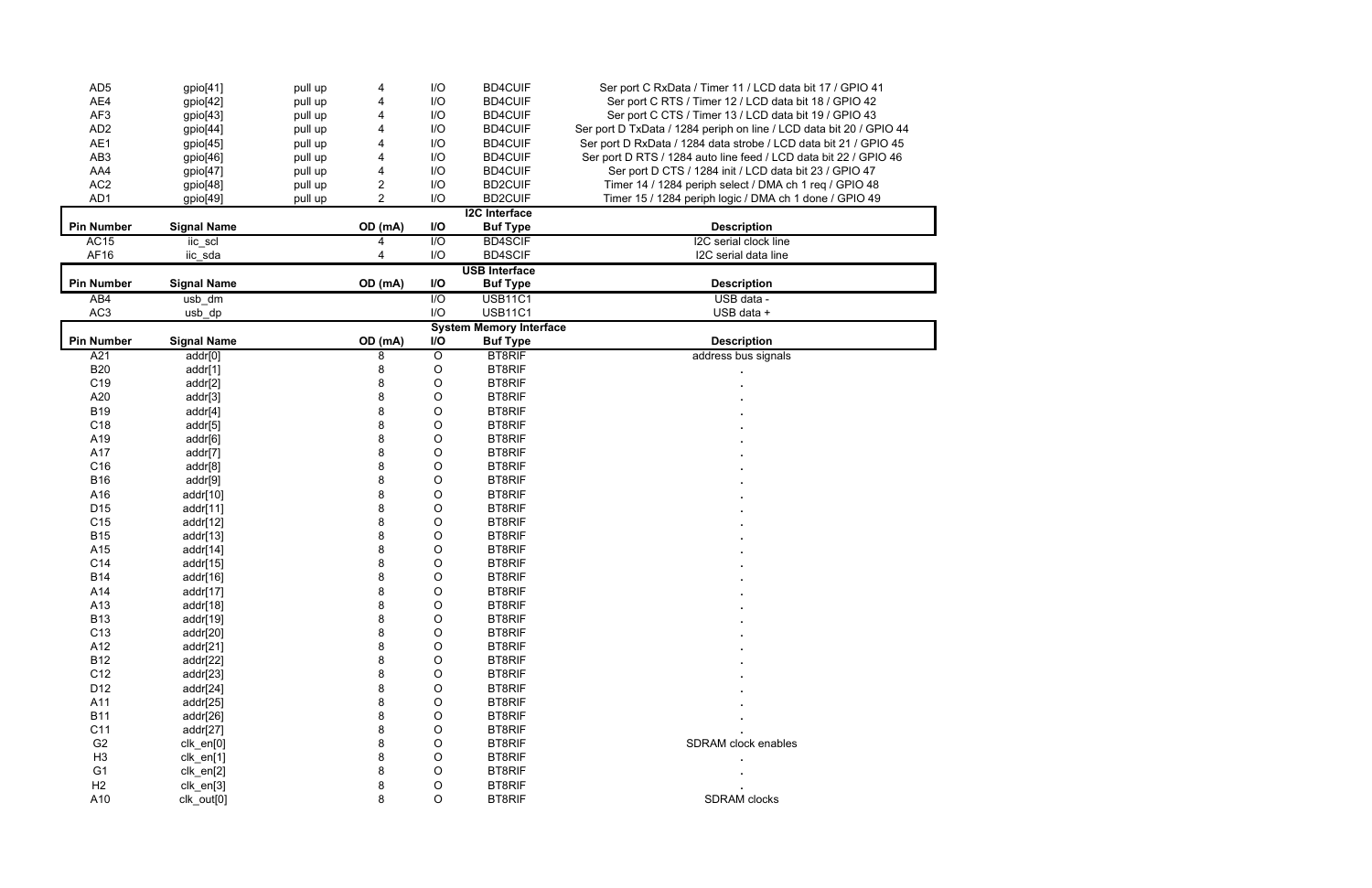| Pin Number | Signal Name | | OD (mA) | I/O | Buf Type | Description |
|---|---|---|---|---|---|---|
| AD5 | gpio[41] | pull up | 4 | I/O | BD4CUIF | Ser port C RxData / Timer 11 / LCD data bit 17 / GPIO 41 |
| AE4 | gpio[42] | pull up | 4 | I/O | BD4CUIF | Ser port C RTS / Timer 12 / LCD data bit 18 / GPIO 42 |
| AF3 | gpio[43] | pull up | 4 | I/O | BD4CUIF | Ser port C CTS / Timer 13 / LCD data bit 19 / GPIO 43 |
| AD2 | gpio[44] | pull up | 4 | I/O | BD4CUIF | Ser port D TxData / 1284 periph on line / LCD data bit 20 / GPIO 44 |
| AE1 | gpio[45] | pull up | 4 | I/O | BD4CUIF | Ser port D RxData / 1284 data strobe / LCD data bit 21 / GPIO 45 |
| AB3 | gpio[46] | pull up | 4 | I/O | BD4CUIF | Ser port D RTS / 1284 auto line feed / LCD data bit 22 / GPIO 46 |
| AA4 | gpio[47] | pull up | 4 | I/O | BD4CUIF | Ser port D CTS / 1284 init / LCD data bit 23 / GPIO 47 |
| AC2 | gpio[48] | pull up | 2 | I/O | BD2CUIF | Timer 14 / 1284 periph select / DMA ch 1 req / GPIO 48 |
| AD1 | gpio[49] | pull up | 2 | I/O | BD2CUIF | Timer 15 / 1284 periph logic / DMA ch 1 done / GPIO 49 |

**I2C Interface**

| Pin Number | Signal Name | OD (mA) | I/O | Buf Type | Description |
|---|---|---|---|---|---|
| AC15 | iic_scl | 4 | I/O | BD4SCIF | I2C serial clock line |
| AF16 | iic_sda | 4 | I/O | BD4SCIF | I2C serial data line |

**USB Interface**

| Pin Number | Signal Name | OD (mA) | I/O | Buf Type | Description |
|---|---|---|---|---|---|
| AB4 | usb_dm | | I/O | USB11C1 | USB data - |
| AC3 | usb_dp | | I/O | USB11C1 | USB data + |

**System Memory Interface**

| Pin Number | Signal Name | OD (mA) | I/O | Buf Type | Description |
|---|---|---|---|---|---|
| A21 | addr[0] | 8 | O | BT8RIF | address bus signals |
| B20 | addr[1] | 8 | O | BT8RIF | . |
| C19 | addr[2] | 8 | O | BT8RIF | . |
| A20 | addr[3] | 8 | O | BT8RIF | . |
| B19 | addr[4] | 8 | O | BT8RIF | . |
| C18 | addr[5] | 8 | O | BT8RIF | . |
| A19 | addr[6] | 8 | O | BT8RIF | . |
| A17 | addr[7] | 8 | O | BT8RIF | . |
| C16 | addr[8] | 8 | O | BT8RIF | . |
| B16 | addr[9] | 8 | O | BT8RIF | . |
| A16 | addr[10] | 8 | O | BT8RIF | . |
| D15 | addr[11] | 8 | O | BT8RIF | . |
| C15 | addr[12] | 8 | O | BT8RIF | . |
| B15 | addr[13] | 8 | O | BT8RIF | . |
| A15 | addr[14] | 8 | O | BT8RIF | . |
| C14 | addr[15] | 8 | O | BT8RIF | . |
| B14 | addr[16] | 8 | O | BT8RIF | . |
| A14 | addr[17] | 8 | O | BT8RIF | . |
| A13 | addr[18] | 8 | O | BT8RIF | . |
| B13 | addr[19] | 8 | O | BT8RIF | . |
| C13 | addr[20] | 8 | O | BT8RIF | . |
| A12 | addr[21] | 8 | O | BT8RIF | . |
| B12 | addr[22] | 8 | O | BT8RIF | . |
| C12 | addr[23] | 8 | O | BT8RIF | . |
| D12 | addr[24] | 8 | O | BT8RIF | . |
| A11 | addr[25] | 8 | O | BT8RIF | . |
| B11 | addr[26] | 8 | O | BT8RIF | . |
| C11 | addr[27] | 8 | O | BT8RIF | . |
| G2 | clk_en[0] | 8 | O | BT8RIF | SDRAM clock enables |
| H3 | clk_en[1] | 8 | O | BT8RIF | . |
| G1 | clk_en[2] | 8 | O | BT8RIF | . |
| H2 | clk_en[3] | 8 | O | BT8RIF | . |
| A10 | clk_out[0] | 8 | O | BT8RIF | SDRAM clocks |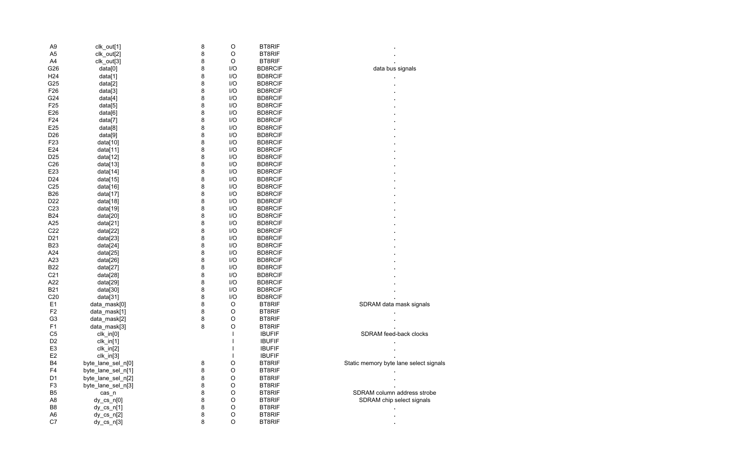| | | | | | |
|---|---|---|---|---|---|
| A9 | clk_out[1] | 8 | O | BT8RIF | . |
| A5 | clk_out[2] | 8 | O | BT8RIF | . |
| A4 | clk_out[3] | 8 | O | BT8RIF | . |
| G26 | data[0] | 8 | I/O | BD8RCIF | data bus signals |
| H24 | data[1] | 8 | I/O | BD8RCIF | . |
| G25 | data[2] | 8 | I/O | BD8RCIF | . |
| F26 | data[3] | 8 | I/O | BD8RCIF | . |
| G24 | data[4] | 8 | I/O | BD8RCIF | . |
| F25 | data[5] | 8 | I/O | BD8RCIF | . |
| E26 | data[6] | 8 | I/O | BD8RCIF | . |
| F24 | data[7] | 8 | I/O | BD8RCIF | . |
| E25 | data[8] | 8 | I/O | BD8RCIF | . |
| D26 | data[9] | 8 | I/O | BD8RCIF | . |
| F23 | data[10] | 8 | I/O | BD8RCIF | . |
| E24 | data[11] | 8 | I/O | BD8RCIF | . |
| D25 | data[12] | 8 | I/O | BD8RCIF | . |
| C26 | data[13] | 8 | I/O | BD8RCIF | . |
| E23 | data[14] | 8 | I/O | BD8RCIF | . |
| D24 | data[15] | 8 | I/O | BD8RCIF | . |
| C25 | data[16] | 8 | I/O | BD8RCIF | . |
| B26 | data[17] | 8 | I/O | BD8RCIF | . |
| D22 | data[18] | 8 | I/O | BD8RCIF | . |
| C23 | data[19] | 8 | I/O | BD8RCIF | . |
| B24 | data[20] | 8 | I/O | BD8RCIF | . |
| A25 | data[21] | 8 | I/O | BD8RCIF | . |
| C22 | data[22] | 8 | I/O | BD8RCIF | . |
| D21 | data[23] | 8 | I/O | BD8RCIF | . |
| B23 | data[24] | 8 | I/O | BD8RCIF | . |
| A24 | data[25] | 8 | I/O | BD8RCIF | . |
| A23 | data[26] | 8 | I/O | BD8RCIF | . |
| B22 | data[27] | 8 | I/O | BD8RCIF | . |
| C21 | data[28] | 8 | I/O | BD8RCIF | . |
| A22 | data[29] | 8 | I/O | BD8RCIF | . |
| B21 | data[30] | 8 | I/O | BD8RCIF | . |
| C20 | data[31] | 8 | I/O | BD8RCIF | . |
| E1 | data_mask[0] | 8 | O | BT8RIF | SDRAM data mask signals |
| F2 | data_mask[1] | 8 | O | BT8RIF | . |
| G3 | data_mask[2] | 8 | O | BT8RIF | . |
| F1 | data_mask[3] | 8 | O | BT8RIF | . |
| C5 | clk_in[0] | | I | IBUFIF | SDRAM feed-back clocks |
| D2 | clk_in[1] | | I | IBUFIF | . |
| E3 | clk_in[2] | | I | IBUFIF | . |
| E2 | clk_in[3] | | I | IBUFIF | . |
| B4 | byte_lane_sel_n[0] | 8 | O | BT8RIF | Static memory byte lane select signals |
| F4 | byte_lane_sel_n[1] | 8 | O | BT8RIF | . |
| D1 | byte_lane_sel_n[2] | 8 | O | BT8RIF | . |
| F3 | byte_lane_sel_n[3] | 8 | O | BT8RIF | . |
| B5 | cas_n | 8 | O | BT8RIF | SDRAM column address strobe |
| A8 | dy_cs_n[0] | 8 | O | BT8RIF | SDRAM chip select signals |
| B8 | dy_cs_n[1] | 8 | O | BT8RIF | . |
| A6 | dy_cs_n[2] | 8 | O | BT8RIF | . |
| C7 | dy_cs_n[3] | 8 | O | BT8RIF | . |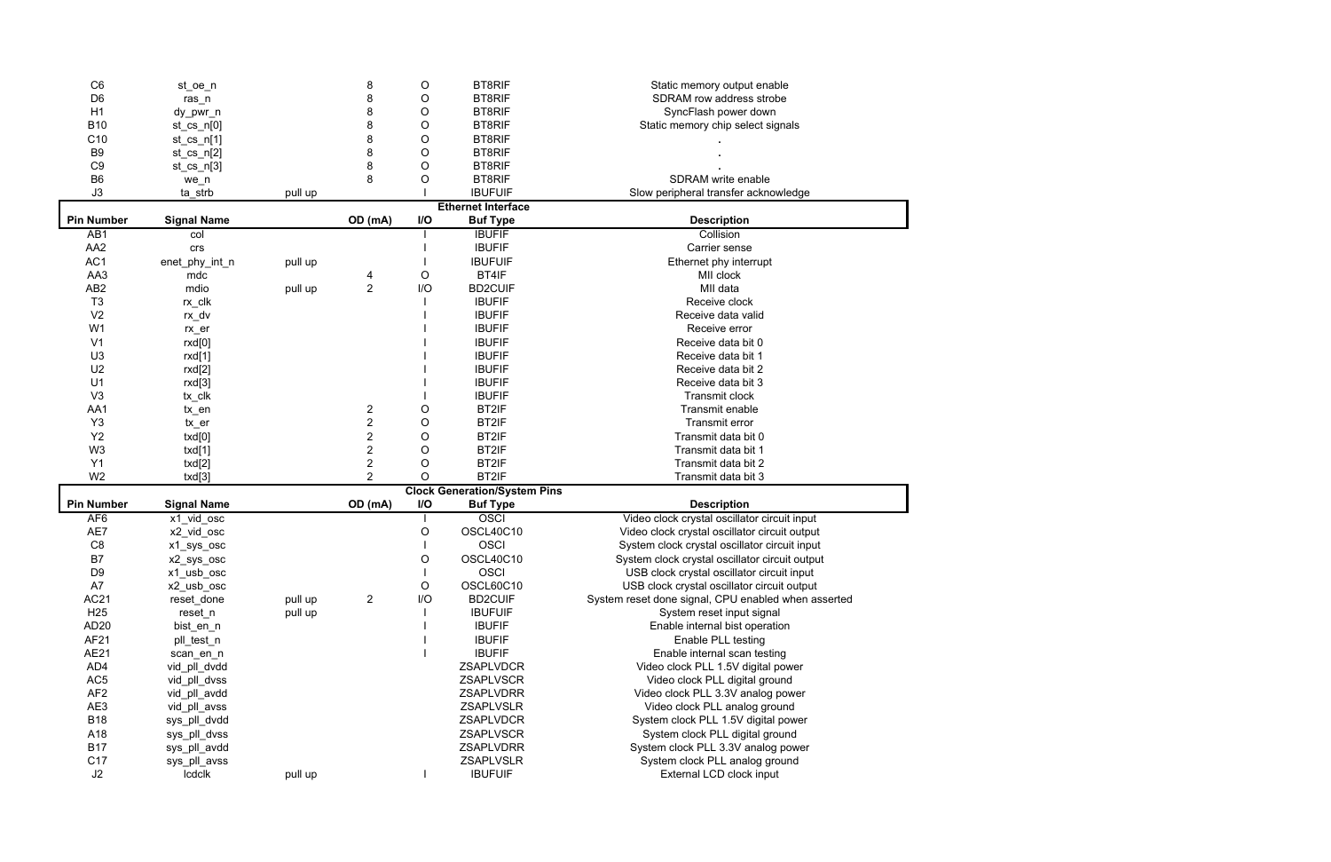| Pin Number | Signal Name | | OD (mA) | I/O | Buf Type | Description |
|---|---|---|---|---|---|---|
| C6 | st_oe_n | | 8 | O | BT8RIF | Static memory output enable |
| D6 | ras_n | | 8 | O | BT8RIF | SDRAM row address strobe |
| H1 | dy_pwr_n | | 8 | O | BT8RIF | SyncFlash power down |
| B10 | st_cs_n[0] | | 8 | O | BT8RIF | Static memory chip select signals |
| C10 | st_cs_n[1] | | 8 | O | BT8RIF | . |
| B9 | st_cs_n[2] | | 8 | O | BT8RIF | . |
| C9 | st_cs_n[3] | | 8 | O | BT8RIF | . |
| B6 | we_n | | 8 | O | BT8RIF | SDRAM write enable |
| J3 | ta_strb | pull up | | I | IBUFUIF | Slow peripheral transfer acknowledge |

**Ethernet Interface**

| Pin Number | Signal Name | | OD (mA) | I/O | Buf Type | Description |
|---|---|---|---|---|---|---|
| AB1 | col | | | I | IBUFIF | Collision |
| AA2 | crs | | | I | IBUFIF | Carrier sense |
| AC1 | enet_phy_int_n | pull up | | I | IBUFUIF | Ethernet phy interrupt |
| AA3 | mdc | | 4 | O | BT4IF | MII clock |
| AB2 | mdio | pull up | 2 | I/O | BD2CUIF | MII data |
| T3 | rx_clk | | | I | IBUFIF | Receive clock |
| V2 | rx_dv | | | I | IBUFIF | Receive data valid |
| W1 | rx_er | | | I | IBUFIF | Receive error |
| V1 | rxd[0] | | | I | IBUFIF | Receive data bit 0 |
| U3 | rxd[1] | | | I | IBUFIF | Receive data bit 1 |
| U2 | rxd[2] | | | I | IBUFIF | Receive data bit 2 |
| U1 | rxd[3] | | | I | IBUFIF | Receive data bit 3 |
| V3 | tx_clk | | | I | IBUFIF | Transmit clock |
| AA1 | tx_en | | 2 | O | BT2IF | Transmit enable |
| Y3 | tx_er | | 2 | O | BT2IF | Transmit error |
| Y2 | txd[0] | | 2 | O | BT2IF | Transmit data bit 0 |
| W3 | txd[1] | | 2 | O | BT2IF | Transmit data bit 1 |
| Y1 | txd[2] | | 2 | O | BT2IF | Transmit data bit 2 |
| W2 | txd[3] | | 2 | O | BT2IF | Transmit data bit 3 |

**Clock Generation/System Pins**

| Pin Number | Signal Name | | OD (mA) | I/O | Buf Type | Description |
|---|---|---|---|---|---|---|
| AF6 | x1_vid_osc | | | I | OSCI | Video clock crystal oscillator circuit input |
| AE7 | x2_vid_osc | | | O | OSCL40C10 | Video clock crystal oscillator circuit output |
| C8 | x1_sys_osc | | | I | OSCI | System clock crystal oscillator circuit input |
| B7 | x2_sys_osc | | | O | OSCL40C10 | System clock crystal oscillator circuit output |
| D9 | x1_usb_osc | | | I | OSCI | USB clock crystal oscillator circuit input |
| A7 | x2_usb_osc | | | O | OSCL60C10 | USB clock crystal oscillator circuit output |
| AC21 | reset_done | pull up | 2 | I/O | BD2CUIF | System reset done signal, CPU enabled when asserted |
| H25 | reset_n | pull up | | I | IBUFUIF | System reset input signal |
| AD20 | bist_en_n | | | I | IBUFIF | Enable internal bist operation |
| AF21 | pll_test_n | | | I | IBUFIF | Enable PLL testing |
| AE21 | scan_en_n | | | I | IBUFIF | Enable internal scan testing |
| AD4 | vid_pll_dvdd | | | | ZSAPLVDCR | Video clock PLL 1.5V digital power |
| AC5 | vid_pll_dvss | | | | ZSAPLVSCR | Video clock PLL digital ground |
| AF2 | vid_pll_avdd | | | | ZSAPLVDRR | Video clock PLL 3.3V analog power |
| AE3 | vid_pll_avss | | | | ZSAPLVSLR | Video clock PLL analog ground |
| B18 | sys_pll_dvdd | | | | ZSAPLVDCR | System clock PLL 1.5V digital power |
| A18 | sys_pll_dvss | | | | ZSAPLVSCR | System clock PLL digital ground |
| B17 | sys_pll_avdd | | | | ZSAPLVDRR | System clock PLL 3.3V analog power |
| C17 | sys_pll_avss | | | | ZSAPLVSLR | System clock PLL analog ground |
| J2 | lcdclk | pull up | | I | IBUFUIF | External LCD clock input |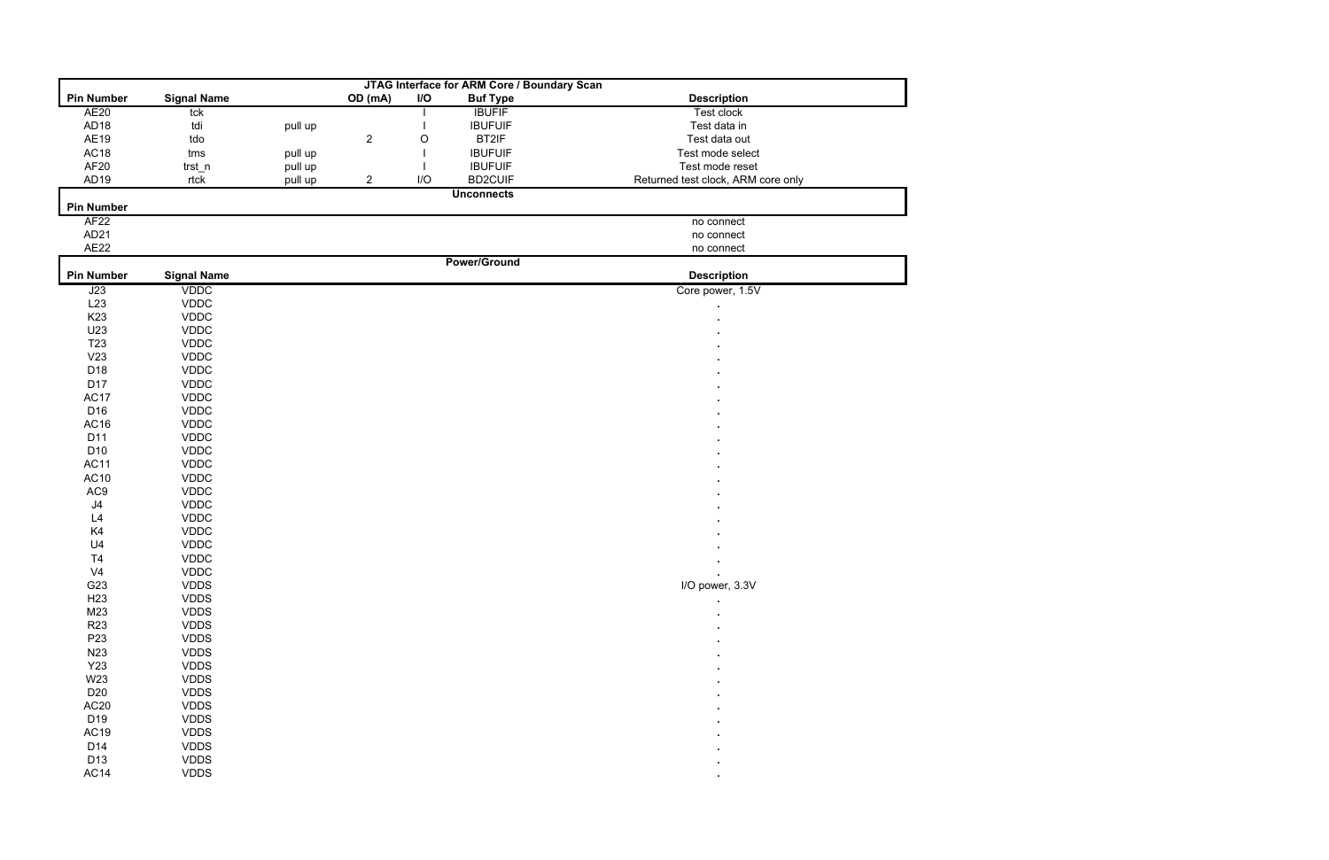## JTAG Interface for ARM Core / Boundary Scan

| Pin Number | Signal Name | | OD (mA) | I/O | Buf Type | Description |
|---|---|---|---|---|---|---|
| AE20 | tck | | | I | IBUFIF | Test clock |
| AD18 | tdi | pull up | | I | IBUFUIF | Test data in |
| AE19 | tdo | | 2 | O | BT2IF | Test data out |
| AC18 | tms | pull up | | I | IBUFUIF | Test mode select |
| AF20 | trst_n | pull up | | I | IBUFUIF | Test mode reset |
| AD19 | rtck | pull up | 2 | I/O | BD2CUIF | Returned test clock, ARM core only |

## Unconnects

| Pin Number | Description |
|---|---|
| AF22 | no connect |
| AD21 | no connect |
| AE22 | no connect |

## Power/Ground

| Pin Number | Signal Name | Description |
|---|---|---|
| J23 | VDDC | Core power, 1.5V |
| L23 | VDDC | . |
| K23 | VDDC | . |
| U23 | VDDC | . |
| T23 | VDDC | . |
| V23 | VDDC | . |
| D18 | VDDC | . |
| D17 | VDDC | . |
| AC17 | VDDC | . |
| D16 | VDDC | . |
| AC16 | VDDC | . |
| D11 | VDDC | . |
| D10 | VDDC | . |
| AC11 | VDDC | . |
| AC10 | VDDC | . |
| AC9 | VDDC | . |
| J4 | VDDC | . |
| L4 | VDDC | . |
| K4 | VDDC | . |
| U4 | VDDC | . |
| T4 | VDDC | . |
| V4 | VDDC | . |
| G23 | VDDS | I/O power, 3.3V |
| H23 | VDDS | . |
| M23 | VDDS | . |
| R23 | VDDS | . |
| P23 | VDDS | . |
| N23 | VDDS | . |
| Y23 | VDDS | . |
| W23 | VDDS | . |
| D20 | VDDS | . |
| AC20 | VDDS | . |
| D19 | VDDS | . |
| AC19 | VDDS | . |
| D14 | VDDS | . |
| D13 | VDDS | . |
| AC14 | VDDS | . |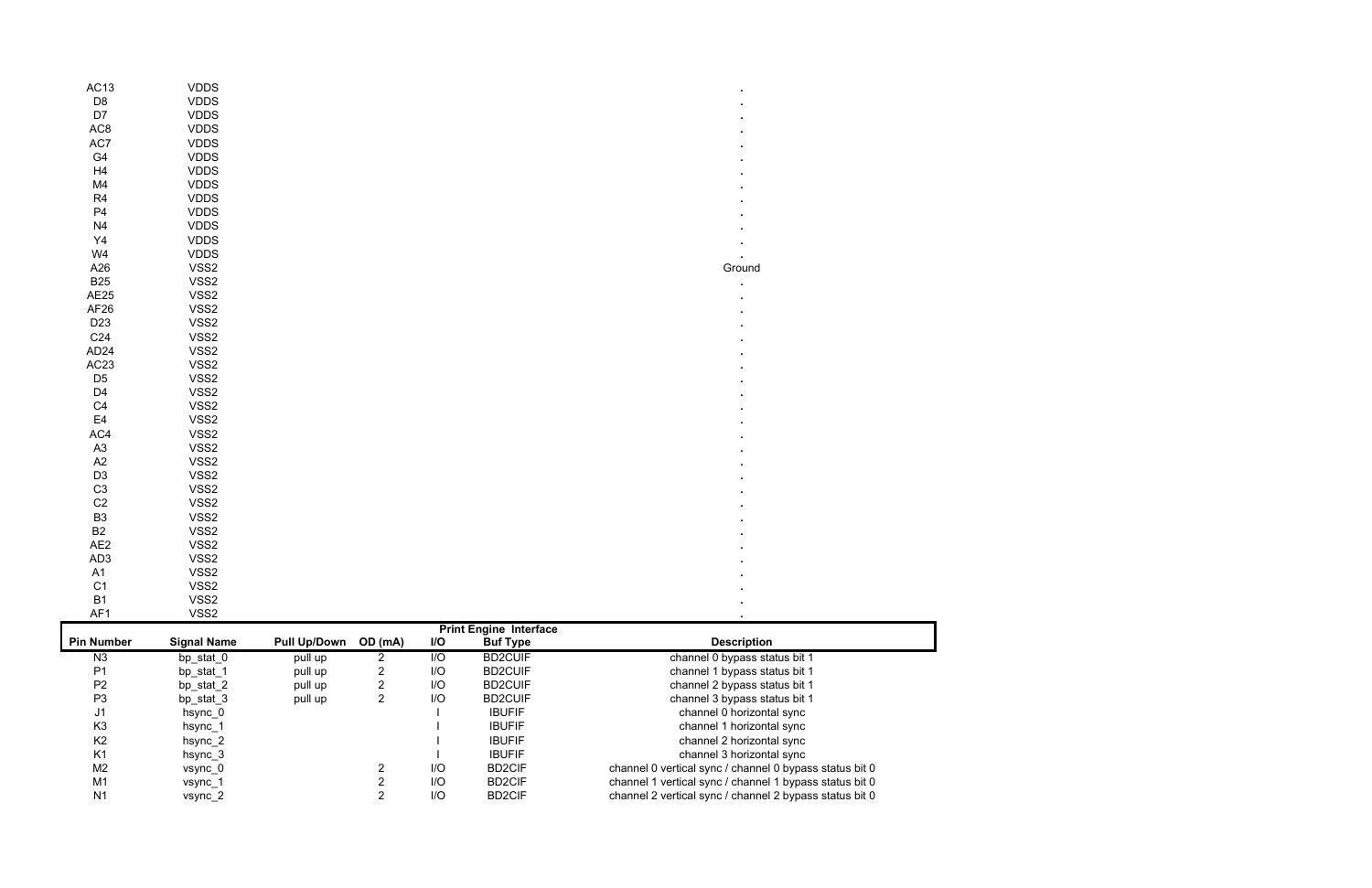| Pin Number | Signal Name | Pull Up/Down | OD (mA) | I/O | Buf Type | Description |
|---|---|---|---|---|---|---|
| AC13 | VDDS | | | | | . |
| D8 | VDDS | | | | | . |
| D7 | VDDS | | | | | . |
| AC8 | VDDS | | | | | . |
| AC7 | VDDS | | | | | . |
| G4 | VDDS | | | | | . |
| H4 | VDDS | | | | | . |
| M4 | VDDS | | | | | . |
| R4 | VDDS | | | | | . |
| P4 | VDDS | | | | | . |
| N4 | VDDS | | | | | . |
| Y4 | VDDS | | | | | . |
| W4 | VDDS | | | | | . |
| A26 | VSS2 | | | | | Ground |
| B25 | VSS2 | | | | | . |
| AE25 | VSS2 | | | | | . |
| AF26 | VSS2 | | | | | . |
| D23 | VSS2 | | | | | . |
| C24 | VSS2 | | | | | . |
| AD24 | VSS2 | | | | | . |
| AC23 | VSS2 | | | | | . |
| D5 | VSS2 | | | | | . |
| D4 | VSS2 | | | | | . |
| C4 | VSS2 | | | | | . |
| E4 | VSS2 | | | | | . |
| AC4 | VSS2 | | | | | . |
| A3 | VSS2 | | | | | . |
| A2 | VSS2 | | | | | . |
| D3 | VSS2 | | | | | . |
| C3 | VSS2 | | | | | . |
| C2 | VSS2 | | | | | . |
| B3 | VSS2 | | | | | . |
| B2 | VSS2 | | | | | . |
| AE2 | VSS2 | | | | | . |
| AD3 | VSS2 | | | | | . |
| A1 | VSS2 | | | | | . |
| C1 | VSS2 | | | | | . |
| B1 | VSS2 | | | | | . |
| AF1 | VSS2 | | | | | . |

**Print Engine Interface**

| Pin Number | Signal Name | Pull Up/Down | OD (mA) | I/O | Buf Type | Description |
|---|---|---|---|---|---|---|
| N3 | bp_stat_0 | pull up | 2 | I/O | BD2CUIF | channel 0 bypass status bit 1 |
| P1 | bp_stat_1 | pull up | 2 | I/O | BD2CUIF | channel 1 bypass status bit 1 |
| P2 | bp_stat_2 | pull up | 2 | I/O | BD2CUIF | channel 2 bypass status bit 1 |
| P3 | bp_stat_3 | pull up | 2 | I/O | BD2CUIF | channel 3 bypass status bit 1 |
| J1 | hsync_0 | | | I | IBUFIF | channel 0 horizontal sync |
| K3 | hsync_1 | | | I | IBUFIF | channel 1 horizontal sync |
| K2 | hsync_2 | | | I | IBUFIF | channel 2 horizontal sync |
| K1 | hsync_3 | | | I | IBUFIF | channel 3 horizontal sync |
| M2 | vsync_0 | | 2 | I/O | BD2CIF | channel 0 vertical sync / channel 0 bypass status bit 0 |
| M1 | vsync_1 | | 2 | I/O | BD2CIF | channel 1 vertical sync / channel 1 bypass status bit 0 |
| N1 | vsync_2 | | 2 | I/O | BD2CIF | channel 2 vertical sync / channel 2 bypass status bit 0 |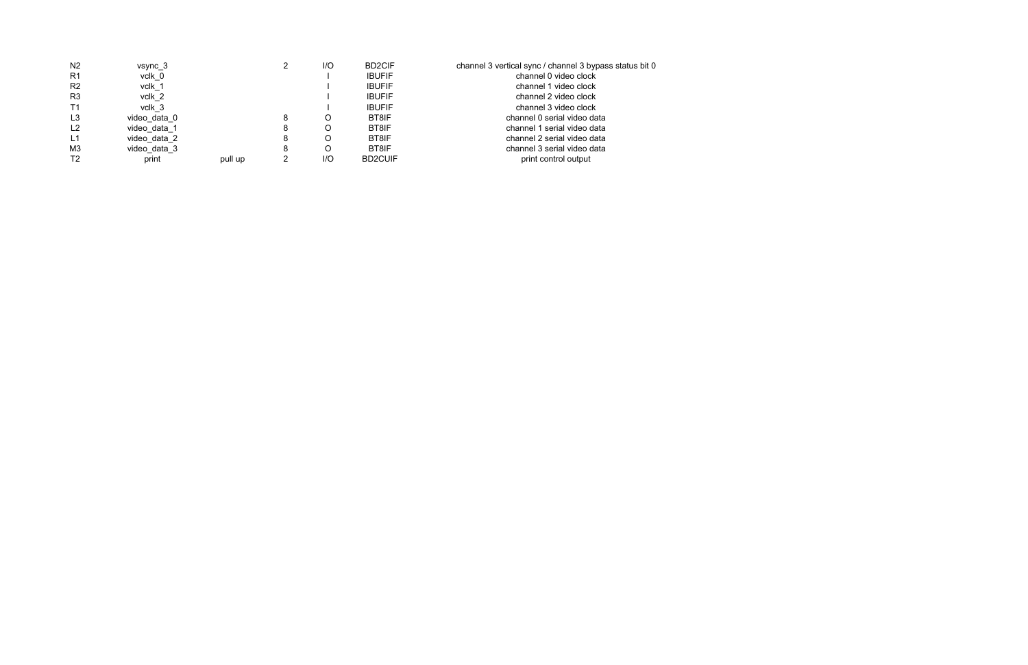| | | | | | | |
|---|---|---|---|---|---|---|
| N2 | vsync_3 | | 2 | I/O | BD2CIF | channel 3 vertical sync / channel 3 bypass status bit 0 |
| R1 | vclk_0 | | | I | IBUFIF | channel 0 video clock |
| R2 | vclk_1 | | | I | IBUFIF | channel 1 video clock |
| R3 | vclk_2 | | | I | IBUFIF | channel 2 video clock |
| T1 | vclk_3 | | | I | IBUFIF | channel 3 video clock |
| L3 | video_data_0 | | 8 | O | BT8IF | channel 0 serial video data |
| L2 | video_data_1 | | 8 | O | BT8IF | channel 1 serial video data |
| L1 | video_data_2 | | 8 | O | BT8IF | channel 2 serial video data |
| M3 | video_data_3 | | 8 | O | BT8IF | channel 3 serial video data |
| T2 | print | pull up | 2 | I/O | BD2CUIF | print control output |